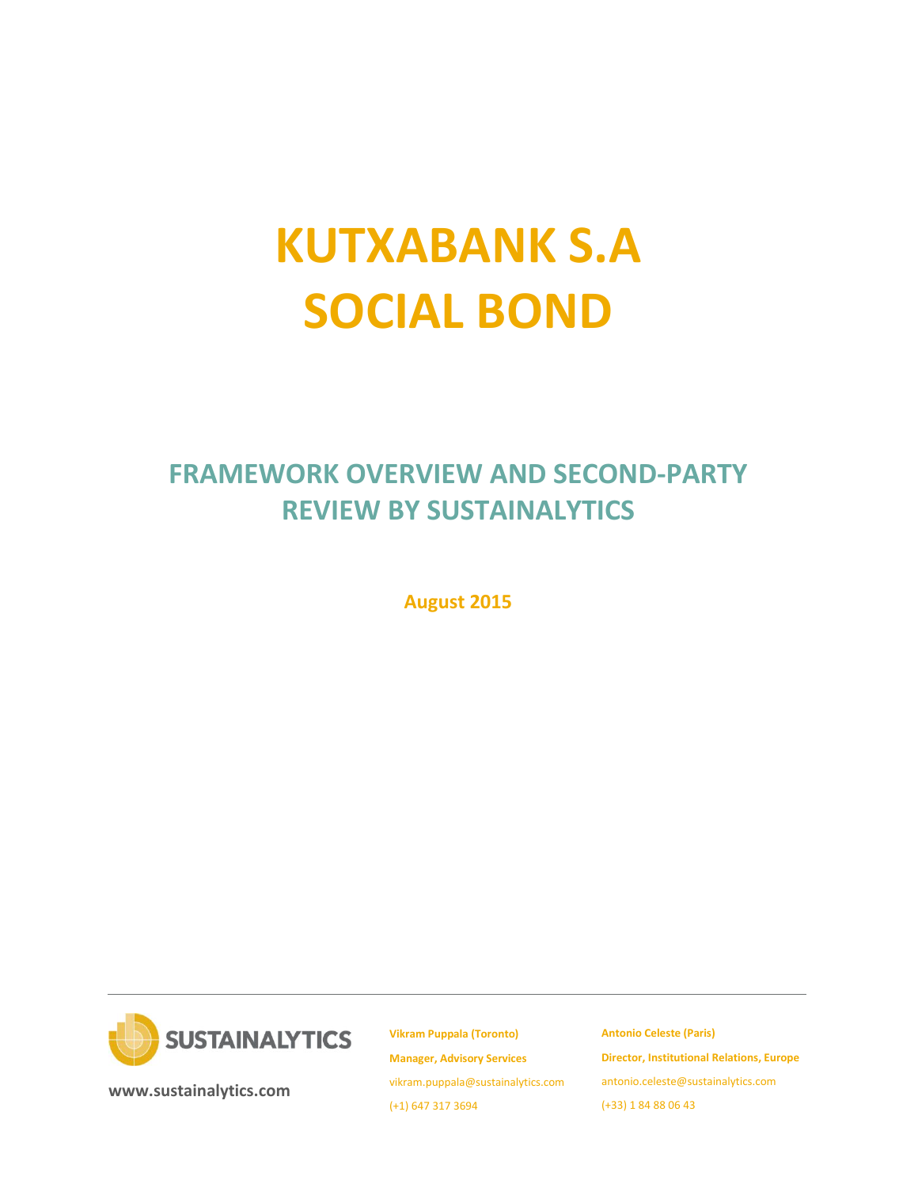# KUTXABANK S.A
# SOCIAL BOND

## FRAMEWORK OVERVIEW AND SECOND-PARTY REVIEW BY SUSTAINALYTICS

**August 2015**

SUSTAINALYTICS

**www.sustainalytics.com**

**Vikram Puppala (Toronto)**
**Manager, Advisory Services**
vikram.puppala@sustainalytics.com
(+1) 647 317 3694

**Antonio Celeste (Paris)**
**Director, Institutional Relations, Europe**
antonio.celeste@sustainalytics.com
(+33) 1 84 88 06 43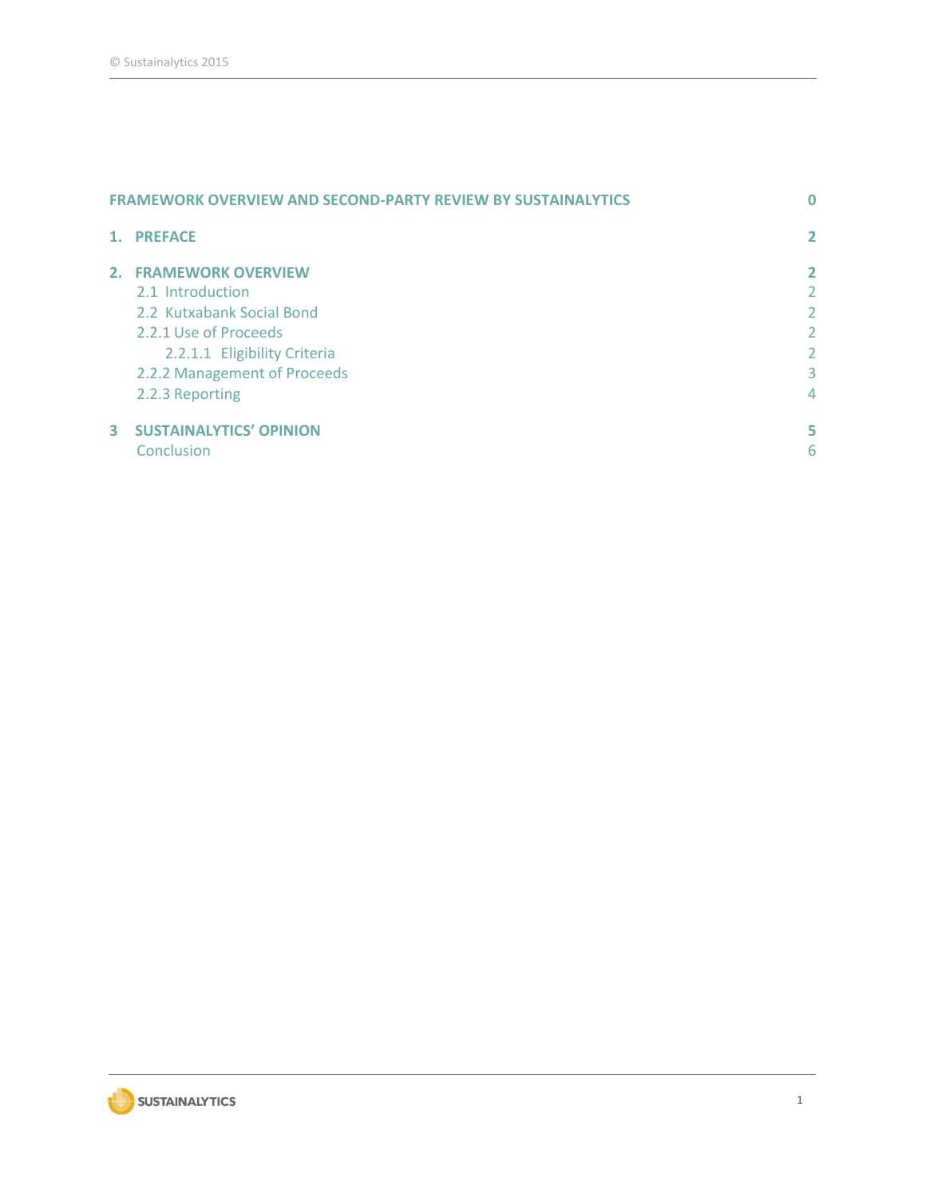| | |
|---|---|
| **FRAMEWORK OVERVIEW AND SECOND-PARTY REVIEW BY SUSTAINALYTICS** | **0** |
| **1. PREFACE** | **2** |
| **2. FRAMEWORK OVERVIEW** | **2** |
| 2.1 Introduction | 2 |
| 2.2 Kutxabank Social Bond | 2 |
| 2.2.1 Use of Proceeds | 2 |
| 2.2.1.1 Eligibility Criteria | 2 |
| 2.2.2 Management of Proceeds | 3 |
| 2.2.3 Reporting | 4 |
| **3 SUSTAINALYTICS' OPINION** | **5** |
| Conclusion | 6 |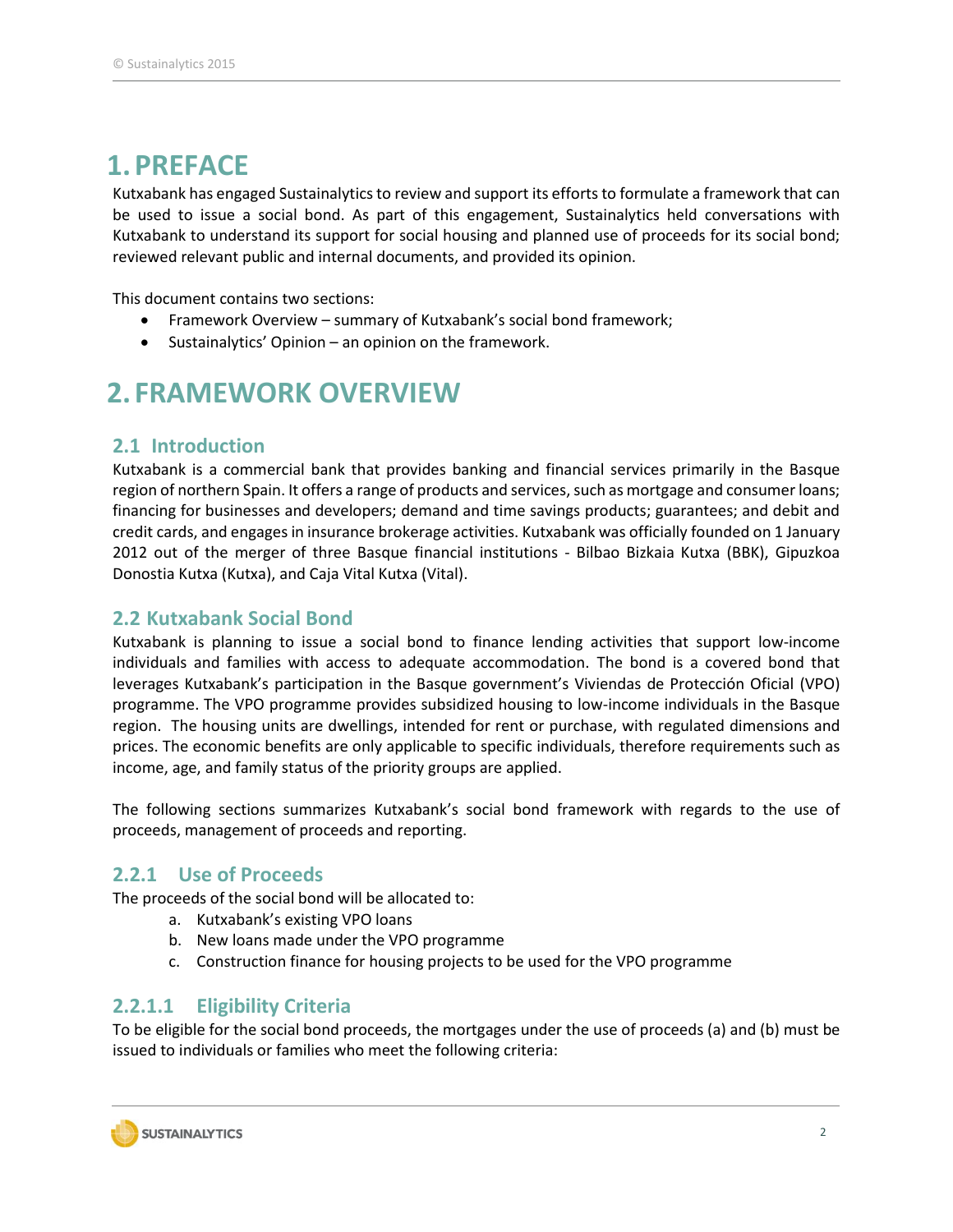# 1. PREFACE

Kutxabank has engaged Sustainalytics to review and support its efforts to formulate a framework that can be used to issue a social bond. As part of this engagement, Sustainalytics held conversations with Kutxabank to understand its support for social housing and planned use of proceeds for its social bond; reviewed relevant public and internal documents, and provided its opinion.

This document contains two sections:

- Framework Overview – summary of Kutxabank's social bond framework;
- Sustainalytics' Opinion – an opinion on the framework.

# 2. FRAMEWORK OVERVIEW

## 2.1 Introduction

Kutxabank is a commercial bank that provides banking and financial services primarily in the Basque region of northern Spain. It offers a range of products and services, such as mortgage and consumer loans; financing for businesses and developers; demand and time savings products; guarantees; and debit and credit cards, and engages in insurance brokerage activities. Kutxabank was officially founded on 1 January 2012 out of the merger of three Basque financial institutions - Bilbao Bizkaia Kutxa (BBK), Gipuzkoa Donostia Kutxa (Kutxa), and Caja Vital Kutxa (Vital).

## 2.2 Kutxabank Social Bond

Kutxabank is planning to issue a social bond to finance lending activities that support low-income individuals and families with access to adequate accommodation. The bond is a covered bond that leverages Kutxabank's participation in the Basque government's Viviendas de Protección Oficial (VPO) programme. The VPO programme provides subsidized housing to low-income individuals in the Basque region. The housing units are dwellings, intended for rent or purchase, with regulated dimensions and prices. The economic benefits are only applicable to specific individuals, therefore requirements such as income, age, and family status of the priority groups are applied.

The following sections summarizes Kutxabank's social bond framework with regards to the use of proceeds, management of proceeds and reporting.

### 2.2.1 Use of Proceeds

The proceeds of the social bond will be allocated to:

a. Kutxabank's existing VPO loans
b. New loans made under the VPO programme
c. Construction finance for housing projects to be used for the VPO programme

#### 2.2.1.1 Eligibility Criteria

To be eligible for the social bond proceeds, the mortgages under the use of proceeds (a) and (b) must be issued to individuals or families who meet the following criteria: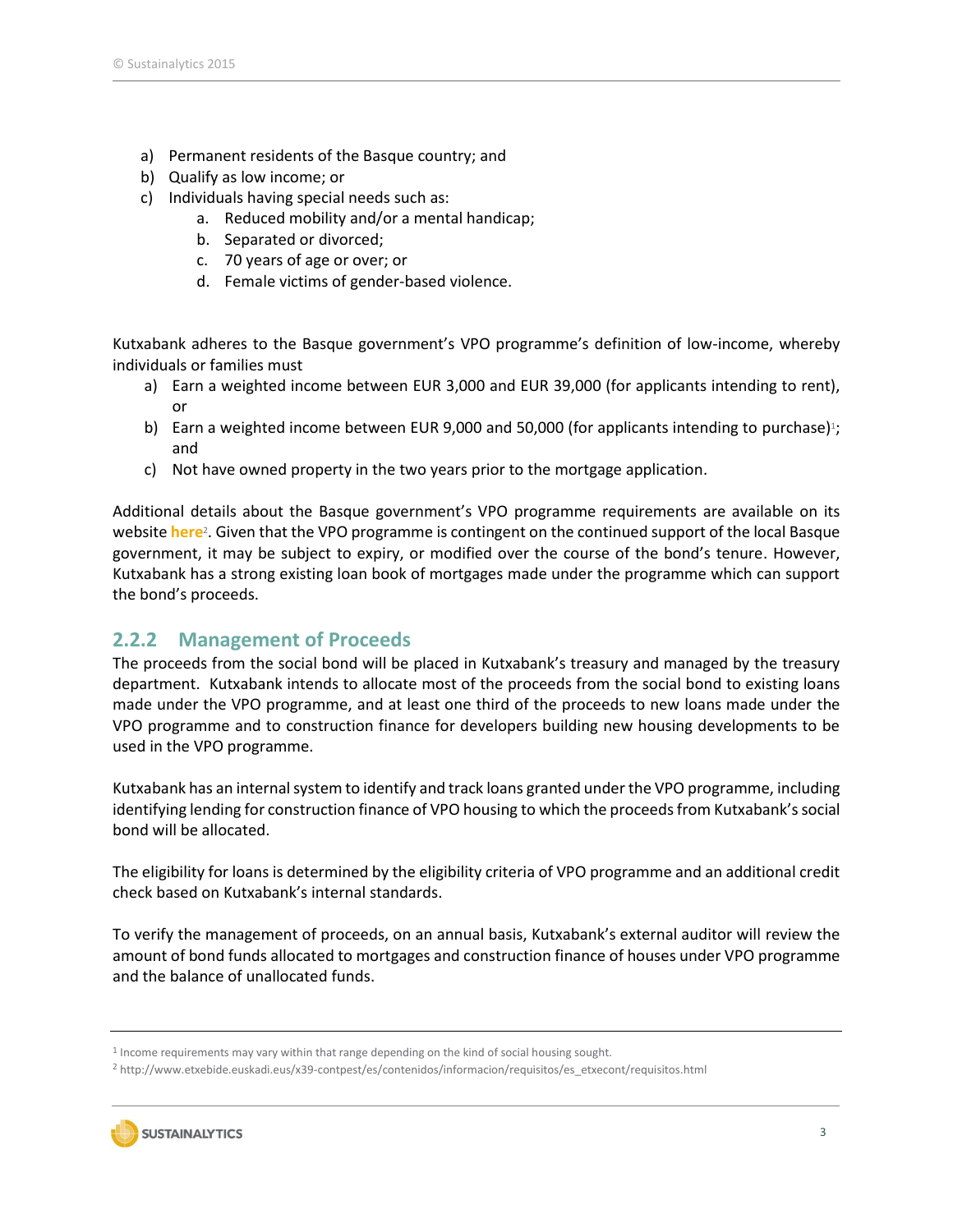a) Permanent residents of the Basque country; and
b) Qualify as low income; or
c) Individuals having special needs such as:
    a. Reduced mobility and/or a mental handicap;
    b. Separated or divorced;
    c. 70 years of age or over; or
    d. Female victims of gender-based violence.

Kutxabank adheres to the Basque government's VPO programme's definition of low-income, whereby individuals or families must

a) Earn a weighted income between EUR 3,000 and EUR 39,000 (for applicants intending to rent), or
b) Earn a weighted income between EUR 9,000 and 50,000 (for applicants intending to purchase)[1]; and
c) Not have owned property in the two years prior to the mortgage application.

Additional details about the Basque government's VPO programme requirements are available on its website **here**[2]. Given that the VPO programme is contingent on the continued support of the local Basque government, it may be subject to expiry, or modified over the course of the bond's tenure. However, Kutxabank has a strong existing loan book of mortgages made under the programme which can support the bond's proceeds.

### 2.2.2 Management of Proceeds

The proceeds from the social bond will be placed in Kutxabank's treasury and managed by the treasury department. Kutxabank intends to allocate most of the proceeds from the social bond to existing loans made under the VPO programme, and at least one third of the proceeds to new loans made under the VPO programme and to construction finance for developers building new housing developments to be used in the VPO programme.

Kutxabank has an internal system to identify and track loans granted under the VPO programme, including identifying lending for construction finance of VPO housing to which the proceeds from Kutxabank's social bond will be allocated.

The eligibility for loans is determined by the eligibility criteria of VPO programme and an additional credit check based on Kutxabank's internal standards.

To verify the management of proceeds, on an annual basis, Kutxabank's external auditor will review the amount of bond funds allocated to mortgages and construction finance of houses under VPO programme and the balance of unallocated funds.

[1] Income requirements may vary within that range depending on the kind of social housing sought.

[2] http://www.etxebide.euskadi.eus/x39-contpest/es/contenidos/informacion/requisitos/es_etxecont/requisitos.html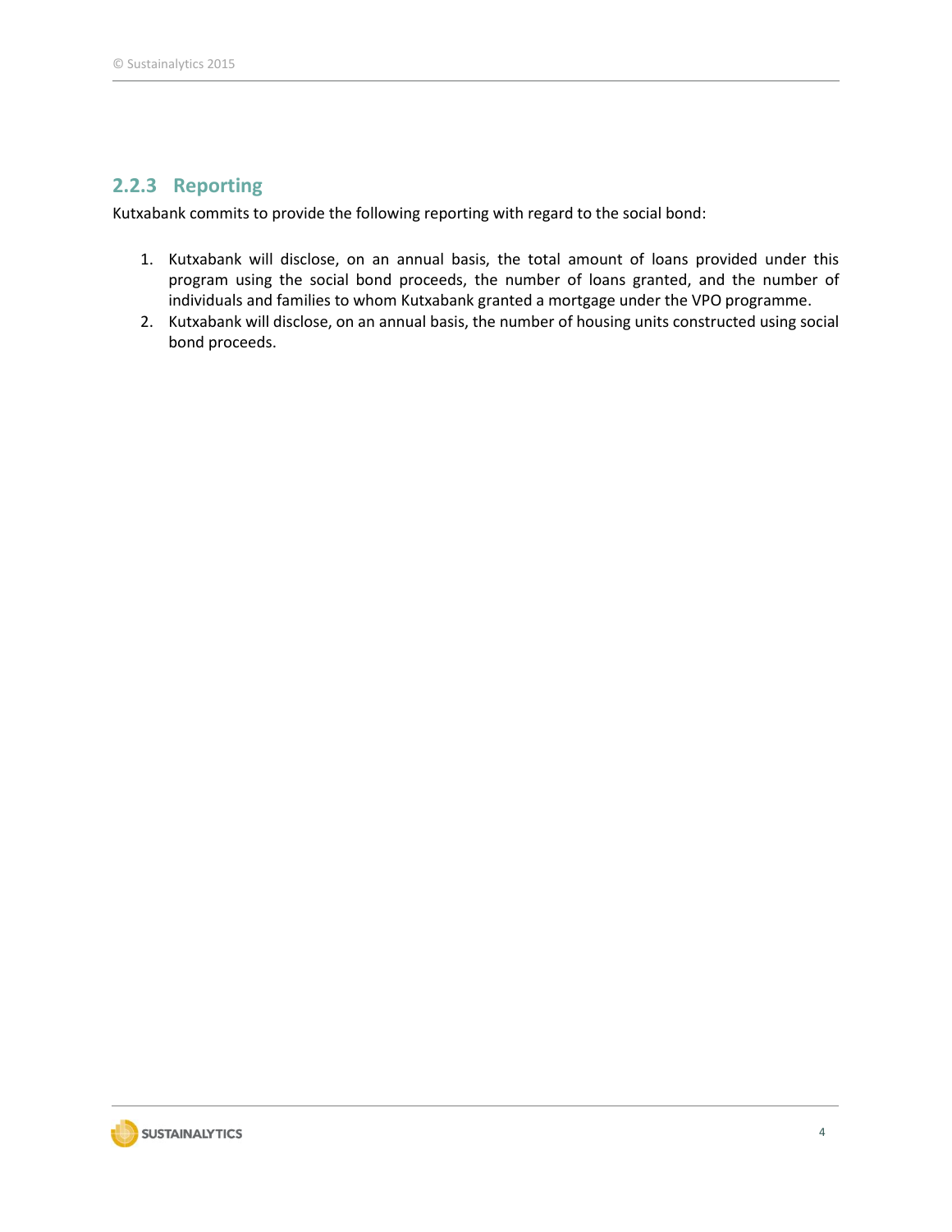### 2.2.3 Reporting

Kutxabank commits to provide the following reporting with regard to the social bond:

1. Kutxabank will disclose, on an annual basis, the total amount of loans provided under this program using the social bond proceeds, the number of loans granted, and the number of individuals and families to whom Kutxabank granted a mortgage under the VPO programme.
2. Kutxabank will disclose, on an annual basis, the number of housing units constructed using social bond proceeds.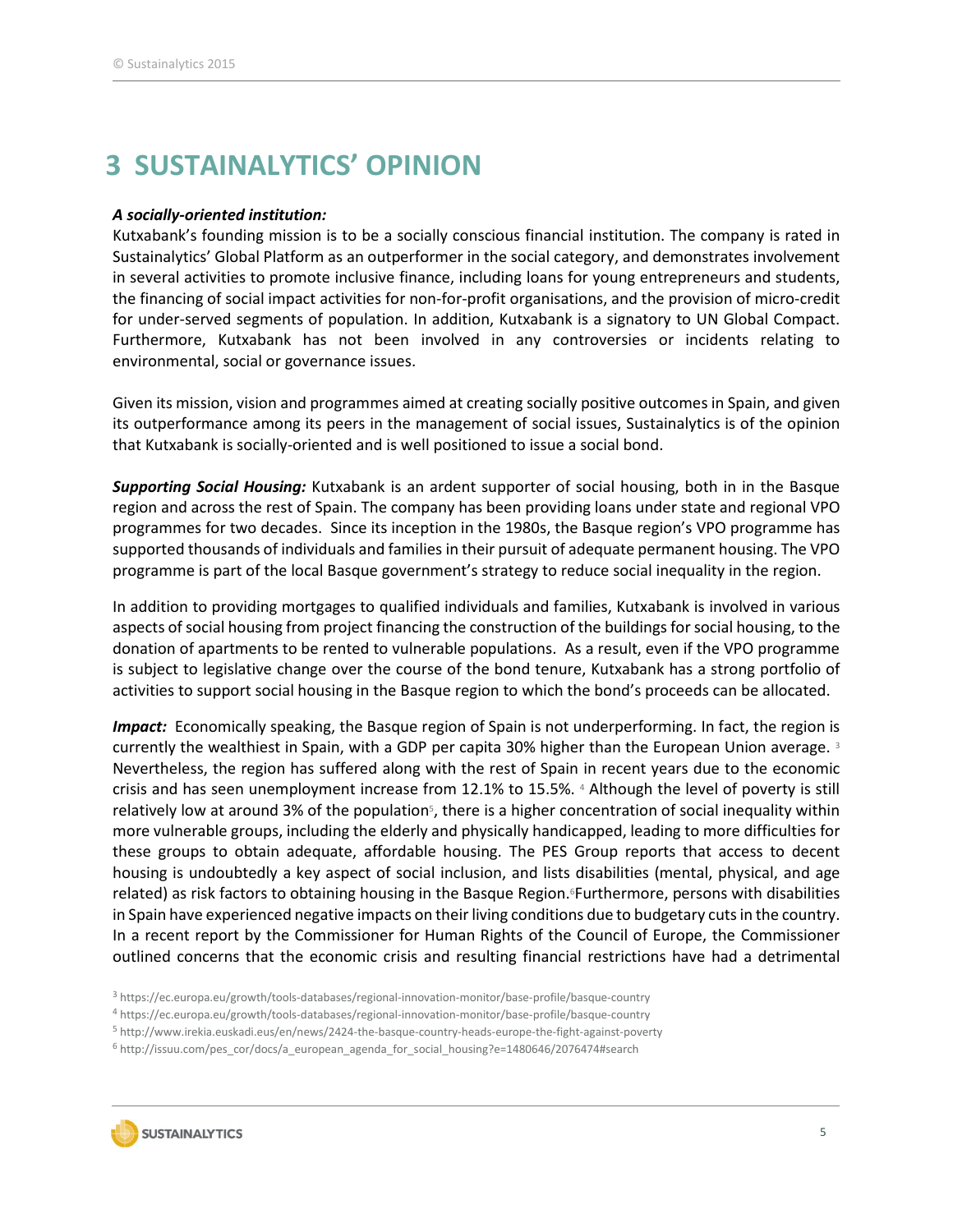# 3 SUSTAINALYTICS' OPINION

***A socially-oriented institution:***

Kutxabank's founding mission is to be a socially conscious financial institution. The company is rated in Sustainalytics' Global Platform as an outperformer in the social category, and demonstrates involvement in several activities to promote inclusive finance, including loans for young entrepreneurs and students, the financing of social impact activities for non-for-profit organisations, and the provision of micro-credit for under-served segments of population. In addition, Kutxabank is a signatory to UN Global Compact. Furthermore, Kutxabank has not been involved in any controversies or incidents relating to environmental, social or governance issues.

Given its mission, vision and programmes aimed at creating socially positive outcomes in Spain, and given its outperformance among its peers in the management of social issues, Sustainalytics is of the opinion that Kutxabank is socially-oriented and is well positioned to issue a social bond.

***Supporting Social Housing:*** Kutxabank is an ardent supporter of social housing, both in in the Basque region and across the rest of Spain. The company has been providing loans under state and regional VPO programmes for two decades. Since its inception in the 1980s, the Basque region's VPO programme has supported thousands of individuals and families in their pursuit of adequate permanent housing. The VPO programme is part of the local Basque government's strategy to reduce social inequality in the region.

In addition to providing mortgages to qualified individuals and families, Kutxabank is involved in various aspects of social housing from project financing the construction of the buildings for social housing, to the donation of apartments to be rented to vulnerable populations. As a result, even if the VPO programme is subject to legislative change over the course of the bond tenure, Kutxabank has a strong portfolio of activities to support social housing in the Basque region to which the bond's proceeds can be allocated.

***Impact:*** Economically speaking, the Basque region of Spain is not underperforming. In fact, the region is currently the wealthiest in Spain, with a GDP per capita 30% higher than the European Union average. [3] Nevertheless, the region has suffered along with the rest of Spain in recent years due to the economic crisis and has seen unemployment increase from 12.1% to 15.5%. [4] Although the level of poverty is still relatively low at around 3% of the population[5], there is a higher concentration of social inequality within more vulnerable groups, including the elderly and physically handicapped, leading to more difficulties for these groups to obtain adequate, affordable housing. The PES Group reports that access to decent housing is undoubtedly a key aspect of social inclusion, and lists disabilities (mental, physical, and age related) as risk factors to obtaining housing in the Basque Region.[6] Furthermore, persons with disabilities in Spain have experienced negative impacts on their living conditions due to budgetary cuts in the country. In a recent report by the Commissioner for Human Rights of the Council of Europe, the Commissioner outlined concerns that the economic crisis and resulting financial restrictions have had a detrimental

[3] https://ec.europa.eu/growth/tools-databases/regional-innovation-monitor/base-profile/basque-country

[4] https://ec.europa.eu/growth/tools-databases/regional-innovation-monitor/base-profile/basque-country

[5] http://www.irekia.euskadi.eus/en/news/2424-the-basque-country-heads-europe-the-fight-against-poverty

[6] http://issuu.com/pes_cor/docs/a_european_agenda_for_social_housing?e=1480646/2076474#search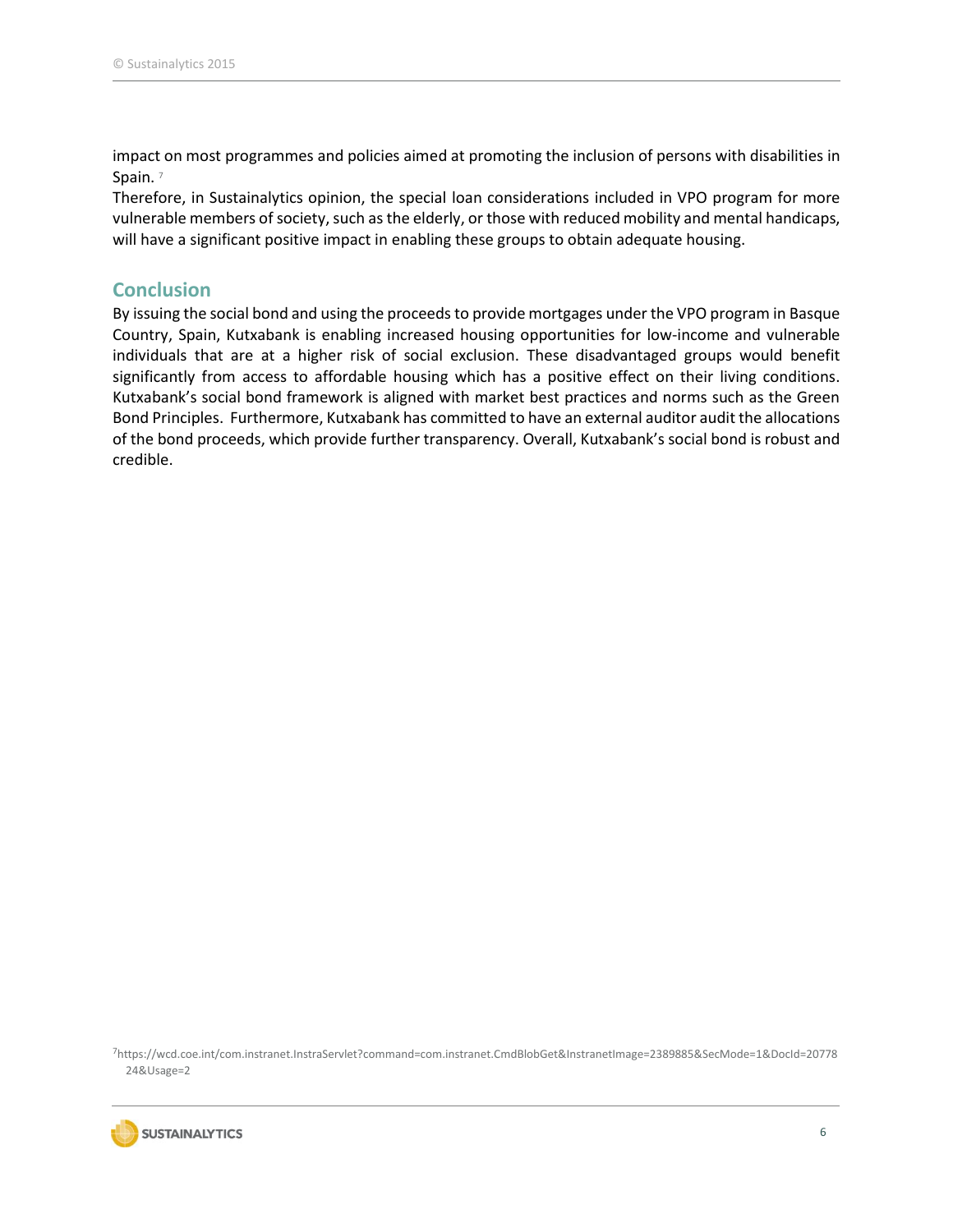impact on most programmes and policies aimed at promoting the inclusion of persons with disabilities in Spain. [7]

Therefore, in Sustainalytics opinion, the special loan considerations included in VPO program for more vulnerable members of society, such as the elderly, or those with reduced mobility and mental handicaps, will have a significant positive impact in enabling these groups to obtain adequate housing.

## Conclusion

By issuing the social bond and using the proceeds to provide mortgages under the VPO program in Basque Country, Spain, Kutxabank is enabling increased housing opportunities for low-income and vulnerable individuals that are at a higher risk of social exclusion. These disadvantaged groups would benefit significantly from access to affordable housing which has a positive effect on their living conditions. Kutxabank's social bond framework is aligned with market best practices and norms such as the Green Bond Principles. Furthermore, Kutxabank has committed to have an external auditor audit the allocations of the bond proceeds, which provide further transparency. Overall, Kutxabank's social bond is robust and credible.

[7] https://wcd.coe.int/com.instranet.InstraServlet?command=com.instranet.CmdBlobGet&InstranetImage=2389885&SecMode=1&DocId=2077824&Usage=2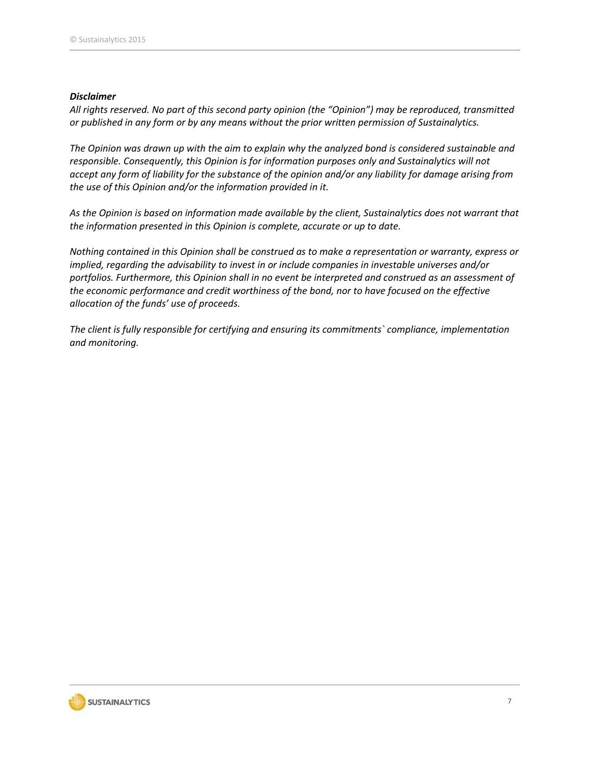***Disclaimer***

*All rights reserved. No part of this second party opinion (the "Opinion") may be reproduced, transmitted or published in any form or by any means without the prior written permission of Sustainalytics.*

*The Opinion was drawn up with the aim to explain why the analyzed bond is considered sustainable and responsible. Consequently, this Opinion is for information purposes only and Sustainalytics will not accept any form of liability for the substance of the opinion and/or any liability for damage arising from the use of this Opinion and/or the information provided in it.*

*As the Opinion is based on information made available by the client, Sustainalytics does not warrant that the information presented in this Opinion is complete, accurate or up to date.*

*Nothing contained in this Opinion shall be construed as to make a representation or warranty, express or implied, regarding the advisability to invest in or include companies in investable universes and/or portfolios. Furthermore, this Opinion shall in no event be interpreted and construed as an assessment of the economic performance and credit worthiness of the bond, nor to have focused on the effective allocation of the funds' use of proceeds.*

*The client is fully responsible for certifying and ensuring its commitments` compliance, implementation and monitoring.*